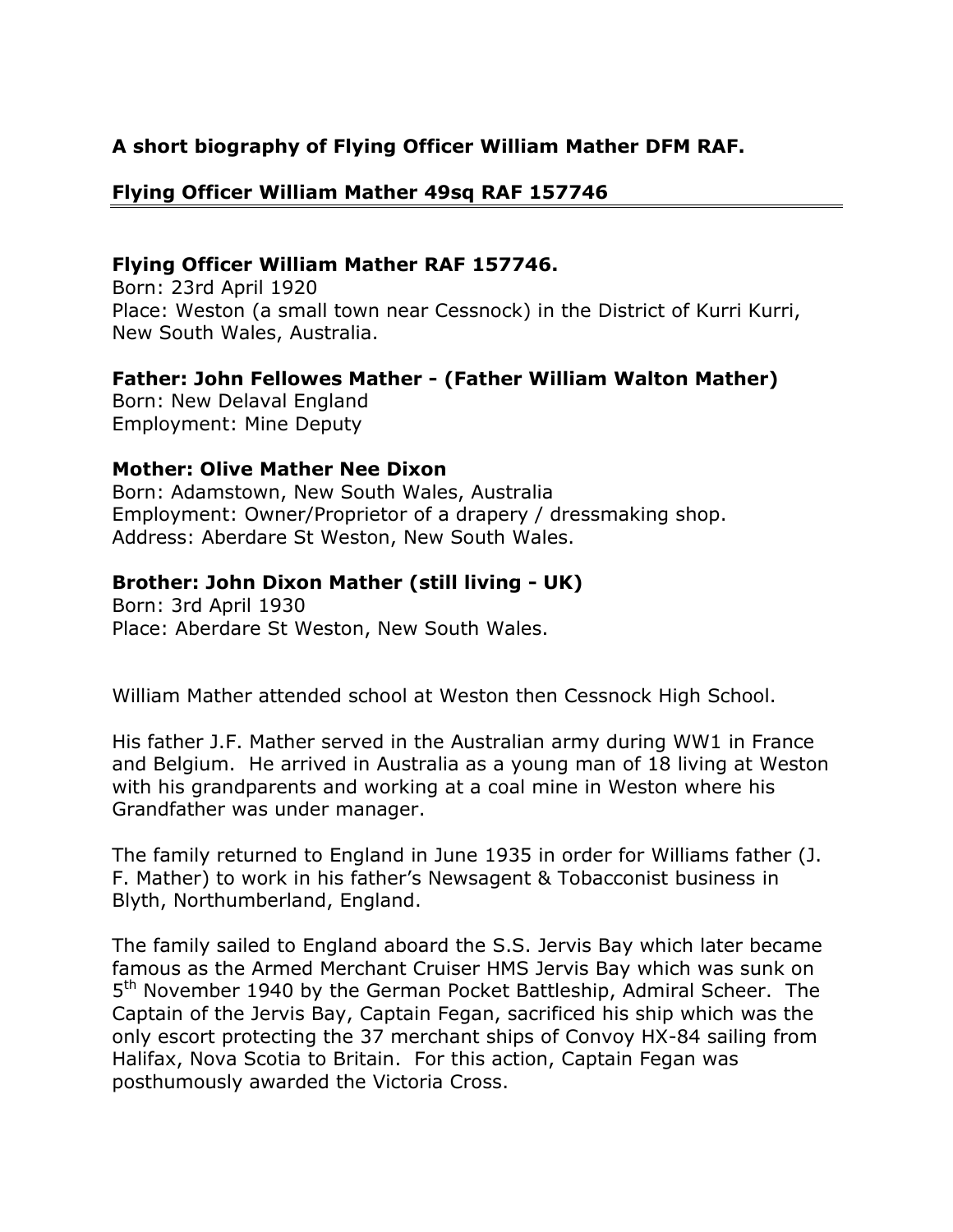**A short biography of Flying Officer William Mather DFM RAF.**

## Flying Officer William Mather 49sq RAF 157746

### Flying Officer William Mather RAF 157746.

Born: 23rd April 1920
Place: Weston (a small town near Cessnock) in the District of Kurri Kurri, New South Wales, Australia.

### Father: John Fellowes Mather - (Father William Walton Mather)

Born: New Delaval England
Employment: Mine Deputy

### Mother: Olive Mather Nee Dixon

Born: Adamstown, New South Wales, Australia
Employment: Owner/Proprietor of a drapery / dressmaking shop.
Address: Aberdare St Weston, New South Wales.

### Brother: John Dixon Mather (still living - UK)

Born: 3rd April 1930
Place: Aberdare St Weston, New South Wales.

William Mather attended school at Weston then Cessnock High School.

His father J.F. Mather served in the Australian army during WW1 in France and Belgium. He arrived in Australia as a young man of 18 living at Weston with his grandparents and working at a coal mine in Weston where his Grandfather was under manager.

The family returned to England in June 1935 in order for Williams father (J. F. Mather) to work in his father's Newsagent & Tobacconist business in Blyth, Northumberland, England.

The family sailed to England aboard the S.S. Jervis Bay which later became famous as the Armed Merchant Cruiser HMS Jervis Bay which was sunk on 5th November 1940 by the German Pocket Battleship, Admiral Scheer. The Captain of the Jervis Bay, Captain Fegan, sacrificed his ship which was the only escort protecting the 37 merchant ships of Convoy HX-84 sailing from Halifax, Nova Scotia to Britain. For this action, Captain Fegan was posthumously awarded the Victoria Cross.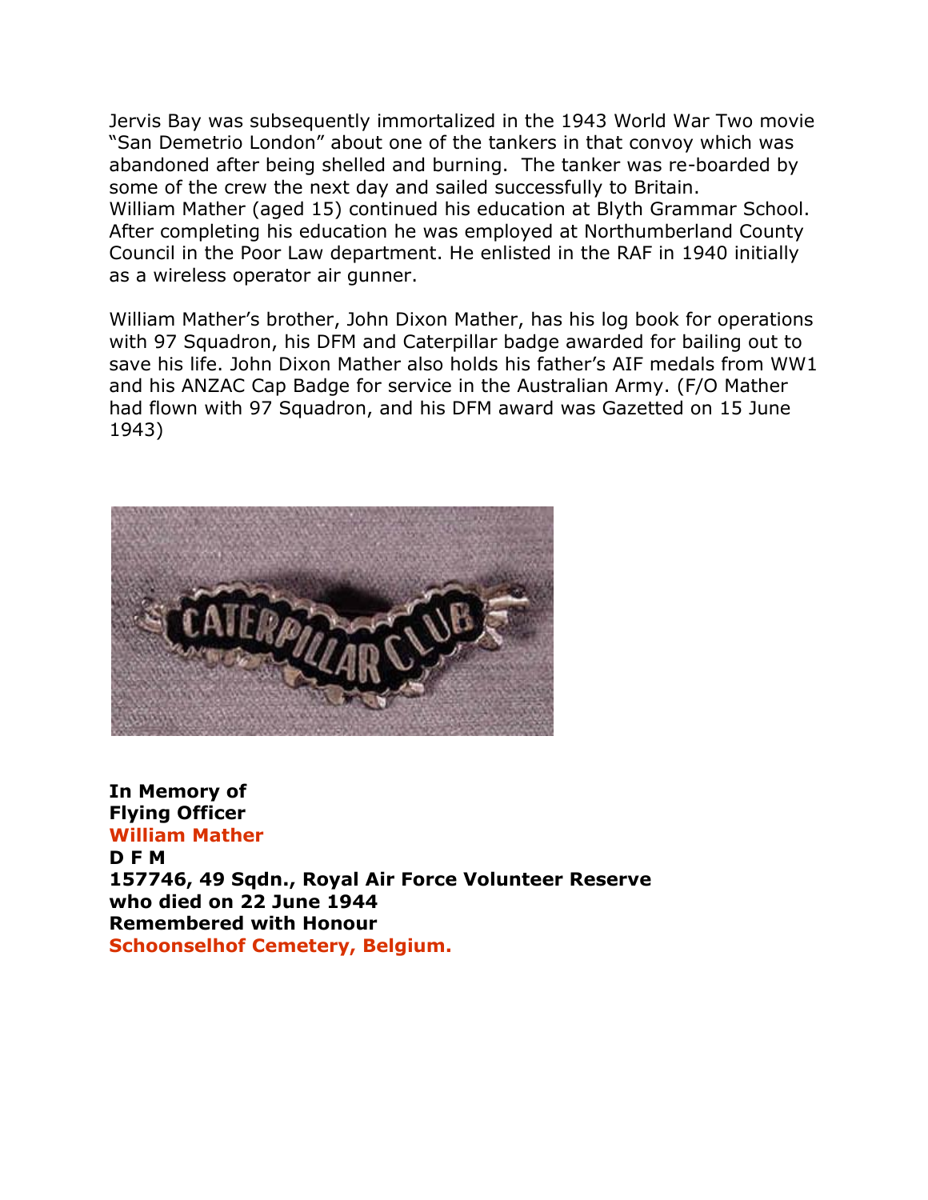Jervis Bay was subsequently immortalized in the 1943 World War Two movie "San Demetrio London" about one of the tankers in that convoy which was abandoned after being shelled and burning. The tanker was re-boarded by some of the crew the next day and sailed successfully to Britain.
William Mather (aged 15) continued his education at Blyth Grammar School. After completing his education he was employed at Northumberland County Council in the Poor Law department. He enlisted in the RAF in 1940 initially as a wireless operator air gunner.

William Mather's brother, John Dixon Mather, has his log book for operations with 97 Squadron, his DFM and Caterpillar badge awarded for bailing out to save his life. John Dixon Mather also holds his father's AIF medals from WW1 and his ANZAC Cap Badge for service in the Australian Army. (F/O Mather had flown with 97 Squadron, and his DFM award was Gazetted on 15 June 1943)

**In Memory of**
**Flying Officer**
**William Mather**
**D F M**
**157746, 49 Sqdn., Royal Air Force Volunteer Reserve**
**who died on 22 June 1944**
**Remembered with Honour**
**Schoonselhof Cemetery, Belgium.**